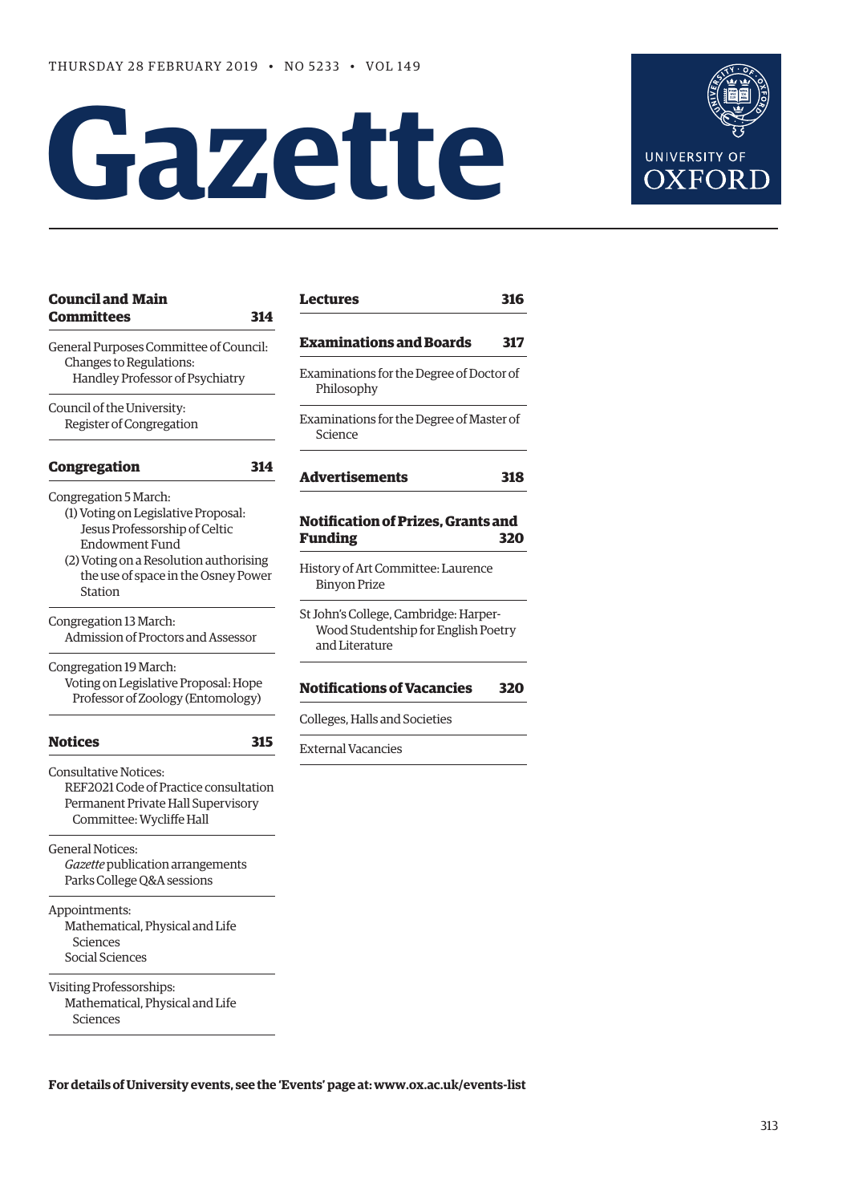THURSDAY 28 FEBRUARY 2019 • NO 5233 • VOL 149

# Gazette

UNIVERSITY OF OXFORD

**Council and Main Committees** **314**

General Purposes Committee of Council:
Changes to Regulations:
Handley Professor of Psychiatry

Council of the University:
Register of Congregation

**Congregation** **314**

Congregation 5 March:
(1) Voting on Legislative Proposal: Jesus Professorship of Celtic Endowment Fund
(2) Voting on a Resolution authorising the use of space in the Osney Power Station

Congregation 13 March:
Admission of Proctors and Assessor

Congregation 19 March:
Voting on Legislative Proposal: Hope Professor of Zoology (Entomology)

**Notices** **315**

Consultative Notices:
REF2021 Code of Practice consultation
Permanent Private Hall Supervisory Committee: Wycliffe Hall

General Notices:
*Gazette* publication arrangements
Parks College Q&A sessions

Appointments:
Mathematical, Physical and Life Sciences
Social Sciences

Visiting Professorships:
Mathematical, Physical and Life Sciences

**Lectures** **316**

**Examinations and Boards** **317**

Examinations for the Degree of Doctor of Philosophy

Examinations for the Degree of Master of Science

**Advertisements** **318**

**Notification of Prizes, Grants and Funding** **320**

History of Art Committee: Laurence Binyon Prize

St John's College, Cambridge: Harper-Wood Studentship for English Poetry and Literature

**Notifications of Vacancies** **320**

Colleges, Halls and Societies

External Vacancies

**For details of University events, see the 'Events' page at: www.ox.ac.uk/events-list**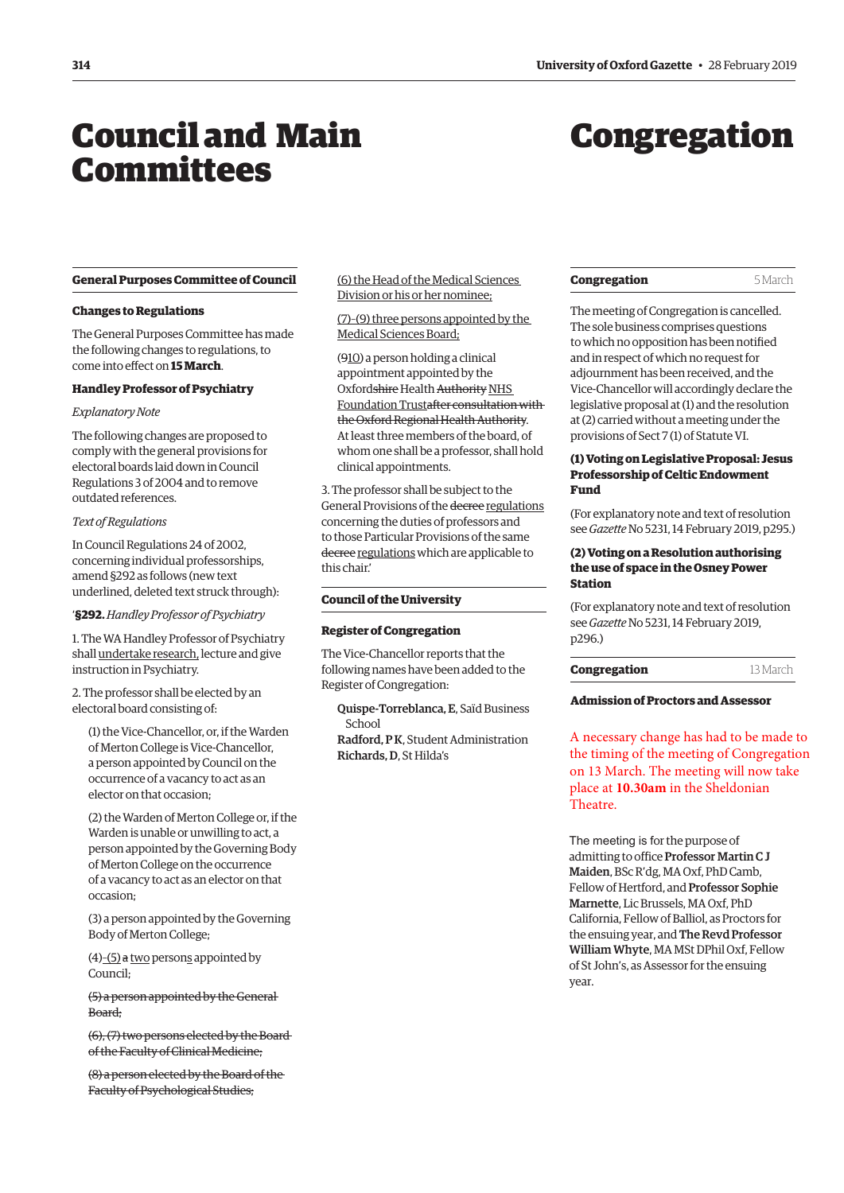# Council and Main Committees

## General Purposes Committee of Council

### Changes to Regulations

The General Purposes Committee has made the following changes to regulations, to come into effect on **15 March**.

#### Handley Professor of Psychiatry

*Explanatory Note*

The following changes are proposed to comply with the general provisions for electoral boards laid down in Council Regulations 3 of 2004 and to remove outdated references.

*Text of Regulations*

In Council Regulations 24 of 2002, concerning individual professorships, amend §292 as follows (new text underlined, deleted text struck through):

'**§292.** *Handley Professor of Psychiatry*

1. The WA Handley Professor of Psychiatry shall <u>undertake research,</u> lecture and give instruction in Psychiatry.

2. The professor shall be elected by an electoral board consisting of:

(1) the Vice-Chancellor, or, if the Warden of Merton College is Vice-Chancellor, a person appointed by Council on the occurrence of a vacancy to act as an elector on that occasion;

(2) the Warden of Merton College or, if the Warden is unable or unwilling to act, a person appointed by the Governing Body of Merton College on the occurrence of a vacancy to act as an elector on that occasion;

(3) a person appointed by the Governing Body of Merton College;

(4)<u>–(5)</u> ~~a~~ <u>two</u> person<u>s</u> appointed by Council;

~~(5) a person appointed by the General Board;~~

~~(6), (7) two persons elected by the Board of the Faculty of Clinical Medicine;~~

~~(8) a person elected by the Board of the Faculty of Psychological Studies;~~

<u>(6) the Head of the Medical Sciences Division or his or her nominee;</u>

<u>(7)–(9) three persons appointed by the Medical Sciences Board;</u>

(~~9~~<u>10</u>) a person holding a clinical appointment appointed by the Oxford~~shire~~ Health ~~Authority~~ <u>NHS Foundation Trust</u>~~after consultation with the Oxford Regional Health Authority~~. At least three members of the board, of whom one shall be a professor, shall hold clinical appointments.

3. The professor shall be subject to the General Provisions of the ~~decree~~ <u>regulations</u> concerning the duties of professors and to those Particular Provisions of the same ~~decree~~ <u>regulations</u> which are applicable to this chair.'

## Council of the University

### Register of Congregation

The Vice-Chancellor reports that the following names have been added to the Register of Congregation:

**Quispe-Torreblanca, E**, Saïd Business School
**Radford, P K**, Student Administration
**Richards, D**, St Hilda's

# Congregation

## Congregation — 5 March

The meeting of Congregation is cancelled. The sole business comprises questions to which no opposition has been notified and in respect of which no request for adjournment has been received, and the Vice-Chancellor will accordingly declare the legislative proposal at (1) and the resolution at (2) carried without a meeting under the provisions of Sect 7 (1) of Statute VI.

#### (1) Voting on Legislative Proposal: Jesus Professorship of Celtic Endowment Fund

(For explanatory note and text of resolution see *Gazette* No 5231, 14 February 2019, p295.)

#### (2) Voting on a Resolution authorising the use of space in the Osney Power Station

(For explanatory note and text of resolution see *Gazette* No 5231, 14 February 2019, p296.)

## Congregation — 13 March

### Admission of Proctors and Assessor

A necessary change has had to be made to the timing of the meeting of Congregation on 13 March. The meeting will now take place at **10.30am** in the Sheldonian Theatre.

The meeting is for the purpose of admitting to office **Professor Martin C J Maiden**, BSc R'dg, MA Oxf, PhD Camb, Fellow of Hertford, and **Professor Sophie Marnette**, Lic Brussels, MA Oxf, PhD California, Fellow of Balliol, as Proctors for the ensuing year, and **The Revd Professor William Whyte**, MA MSt DPhil Oxf, Fellow of St John's, as Assessor for the ensuing year.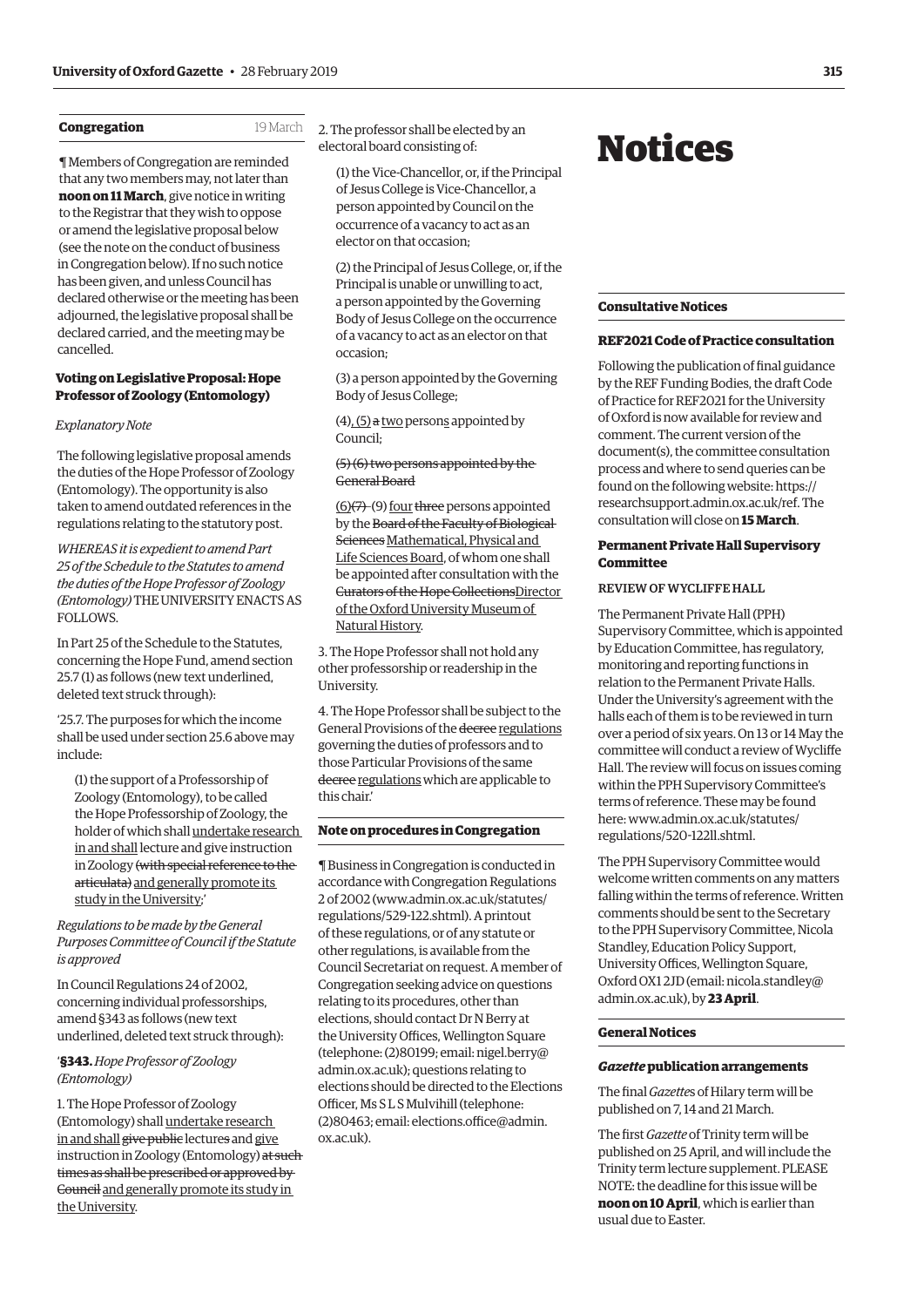## Congregation

19 March

¶ Members of Congregation are reminded that any two members may, not later than **noon on 11 March**, give notice in writing to the Registrar that they wish to oppose or amend the legislative proposal below (see the note on the conduct of business in Congregation below). If no such notice has been given, and unless Council has declared otherwise or the meeting has been adjourned, the legislative proposal shall be declared carried, and the meeting may be cancelled.

### Voting on Legislative Proposal: Hope Professor of Zoology (Entomology)

*Explanatory Note*

The following legislative proposal amends the duties of the Hope Professor of Zoology (Entomology). The opportunity is also taken to amend outdated references in the regulations relating to the statutory post.

*WHEREAS it is expedient to amend Part 25 of the Schedule to the Statutes to amend the duties of the Hope Professor of Zoology (Entomology)* THE UNIVERSITY ENACTS AS FOLLOWS.

In Part 25 of the Schedule to the Statutes, concerning the Hope Fund, amend section 25.7 (1) as follows (new text underlined, deleted text struck through):

'25.7. The purposes for which the income shall be used under section 25.6 above may include:

(1) the support of a Professorship of Zoology (Entomology), to be called the Hope Professorship of Zoology, the holder of which shall <u>undertake research in and shall</u> lecture and give instruction in Zoology ~~(with special reference to the articulata)~~ <u>and generally promote its study in the University</u>;'

*Regulations to be made by the General Purposes Committee of Council if the Statute is approved*

In Council Regulations 24 of 2002, concerning individual professorships, amend §343 as follows (new text underlined, deleted text struck through):

'**§343.** *Hope Professor of Zoology (Entomology)*

1. The Hope Professor of Zoology (Entomology) shall <u>undertake research in and shall</u> ~~give public~~ lecture~~s~~ and <u>give</u> instruction in Zoology (Entomology) ~~at such times as shall be prescribed or approved by Council~~ <u>and generally promote its study in the University</u>.

2. The professor shall be elected by an electoral board consisting of:

(1) the Vice-Chancellor, or, if the Principal of Jesus College is Vice-Chancellor, a person appointed by Council on the occurrence of a vacancy to act as an elector on that occasion;

(2) the Principal of Jesus College, or, if the Principal is unable or unwilling to act, a person appointed by the Governing Body of Jesus College on the occurrence of a vacancy to act as an elector on that occasion;

(3) a person appointed by the Governing Body of Jesus College;

(4)<u>, (5)</u> ~~a~~ <u>two</u> person<u>s</u> appointed by Council;

~~(5) (6) two persons appointed by the General Board~~

<u>(6)</u>~~(7)~~ ~~(9)~~ <u>four</u> ~~three~~ persons appointed by the ~~Board of the Faculty of Biological Sciences~~ <u>Mathematical, Physical and Life Sciences Board</u>, of whom one shall be appointed after consultation with the ~~Curators of the Hope Collections~~<u>Director of the Oxford University Museum of Natural History</u>.

3. The Hope Professor shall not hold any other professorship or readership in the University.

4. The Hope Professor shall be subject to the General Provisions of the ~~decree~~ <u>regulations</u> governing the duties of professors and to those Particular Provisions of the same ~~decree~~ <u>regulations</u> which are applicable to this chair.'

### Note on procedures in Congregation

¶ Business in Congregation is conducted in accordance with Congregation Regulations 2 of 2002 (www.admin.ox.ac.uk/statutes/regulations/529-122.shtml). A printout of these regulations, or of any statute or other regulations, is available from the Council Secretariat on request. A member of Congregation seeking advice on questions relating to its procedures, other than elections, should contact Dr N Berry at the University Offices, Wellington Square (telephone: (2)80199; email: nigel.berry@admin.ox.ac.uk); questions relating to elections should be directed to the Elections Officer, Ms S L S Mulvihill (telephone: (2)80463; email: elections.office@admin.ox.ac.uk).

# Notices

## Consultative Notices

### REF2021 Code of Practice consultation

Following the publication of final guidance by the REF Funding Bodies, the draft Code of Practice for REF2021 for the University of Oxford is now available for review and comment. The current version of the document(s), the committee consultation process and where to send queries can be found on the following website: https://researchsupport.admin.ox.ac.uk/ref. The consultation will close on **15 March**.

### Permanent Private Hall Supervisory Committee

REVIEW OF WYCLIFFE HALL

The Permanent Private Hall (PPH) Supervisory Committee, which is appointed by Education Committee, has regulatory, monitoring and reporting functions in relation to the Permanent Private Halls. Under the University's agreement with the halls each of them is to be reviewed in turn over a period of six years. On 13 or 14 May the committee will conduct a review of Wycliffe Hall. The review will focus on issues coming within the PPH Supervisory Committee's terms of reference. These may be found here: www.admin.ox.ac.uk/statutes/regulations/520-122ll.shtml.

The PPH Supervisory Committee would welcome written comments on any matters falling within the terms of reference. Written comments should be sent to the Secretary to the PPH Supervisory Committee, Nicola Standley, Education Policy Support, University Offices, Wellington Square, Oxford OX1 2JD (email: nicola.standley@admin.ox.ac.uk), by **23 April**.

## General Notices

### *Gazette* publication arrangements

The final *Gazette*s of Hilary term will be published on 7, 14 and 21 March.

The first *Gazette* of Trinity term will be published on 25 April, and will include the Trinity term lecture supplement. PLEASE NOTE: the deadline for this issue will be **noon on 10 April**, which is earlier than usual due to Easter.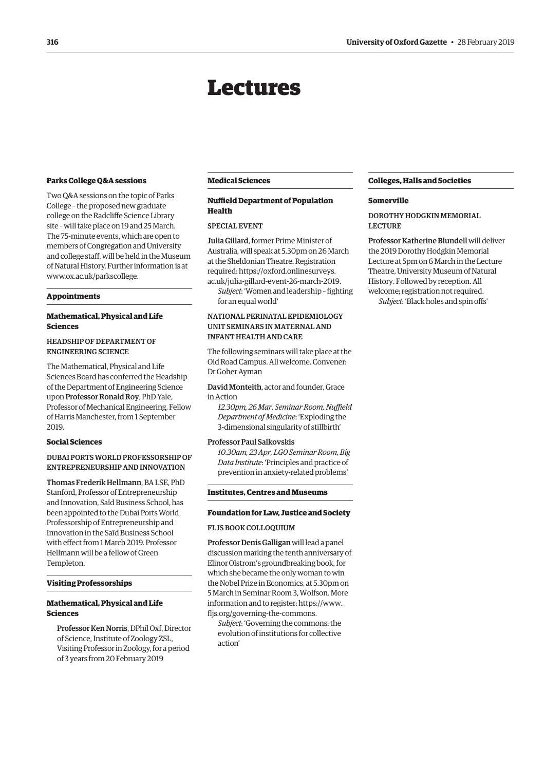# Lectures

### Parks College Q&A sessions

Two Q&A sessions on the topic of Parks College – the proposed new graduate college on the Radcliffe Science Library site – will take place on 19 and 25 March. The 75-minute events, which are open to members of Congregation and University and college staff, will be held in the Museum of Natural History. Further information is at www.ox.ac.uk/parkscollege.

### Appointments

#### Mathematical, Physical and Life Sciences

HEADSHIP OF DEPARTMENT OF ENGINEERING SCIENCE

The Mathematical, Physical and Life Sciences Board has conferred the Headship of the Department of Engineering Science upon **Professor Ronald Roy**, PhD Yale, Professor of Mechanical Engineering, Fellow of Harris Manchester, from 1 September 2019.

#### Social Sciences

DUBAI PORTS WORLD PROFESSORSHIP OF ENTREPRENEURSHIP AND INNOVATION

**Thomas Frederik Hellmann**, BA LSE, PhD Stanford, Professor of Entrepreneurship and Innovation, Saïd Business School, has been appointed to the Dubai Ports World Professorship of Entrepreneurship and Innovation in the Saïd Business School with effect from 1 March 2019. Professor Hellmann will be a fellow of Green Templeton.

### Visiting Professorships

#### Mathematical, Physical and Life Sciences

**Professor Ken Norris**, DPhil Oxf, Director of Science, Institute of Zoology ZSL, Visiting Professor in Zoology, for a period of 3 years from 20 February 2019

### Medical Sciences

#### Nuffield Department of Population Health

SPECIAL EVENT

**Julia Gillard**, former Prime Minister of Australia, will speak at 5.30pm on 26 March at the Sheldonian Theatre. Registration required: https://oxford.onlinesurveys.ac.uk/julia-gillard-event-26-march-2019.

*Subject*: 'Women and leadership – fighting for an equal world'

NATIONAL PERINATAL EPIDEMIOLOGY UNIT SEMINARS IN MATERNAL AND INFANT HEALTH AND CARE

The following seminars will take place at the Old Road Campus. All welcome. Convener: Dr Goher Ayman

**David Monteith**, actor and founder, Grace in Action

*12.30pm, 26 Mar, Seminar Room, Nuffield Department of Medicine*: 'Exploding the 3-dimensional singularity of stillbirth'

Professor Paul Salkovskis

*10.30am, 23 Apr, LG0 Seminar Room, Big Data Institute*: 'Principles and practice of prevention in anxiety-related problems'

### Institutes, Centres and Museums

#### Foundation for Law, Justice and Society

FLJS BOOK COLLOQUIUM

**Professor Denis Galligan** will lead a panel discussion marking the tenth anniversary of Elinor Olstrom's groundbreaking book, for which she became the only woman to win the Nobel Prize in Economics, at 5.30pm on 5 March in Seminar Room 3, Wolfson. More information and to register: https://www.fljs.org/governing-the-commons.

*Subject*: 'Governing the commons: the evolution of institutions for collective action'

### Colleges, Halls and Societies

#### Somerville

DOROTHY HODGKIN MEMORIAL LECTURE

**Professor Katherine Blundell** will deliver the 2019 Dorothy Hodgkin Memorial Lecture at 5pm on 6 March in the Lecture Theatre, University Museum of Natural History. Followed by reception. All welcome; registration not required.

*Subject*: 'Black holes and spin offs'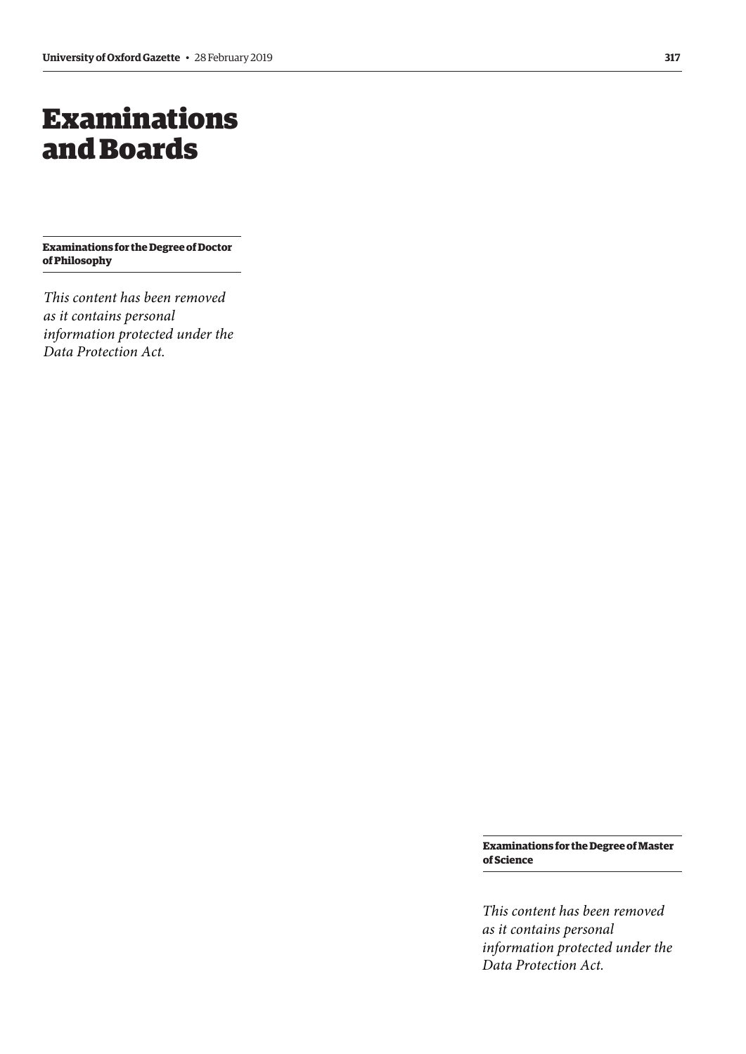# Examinations and Boards

**Examinations for the Degree of Doctor of Philosophy**

*This content has been removed as it contains personal information protected under the Data Protection Act.*

**Examinations for the Degree of Master of Science**

*This content has been removed as it contains personal information protected under the Data Protection Act.*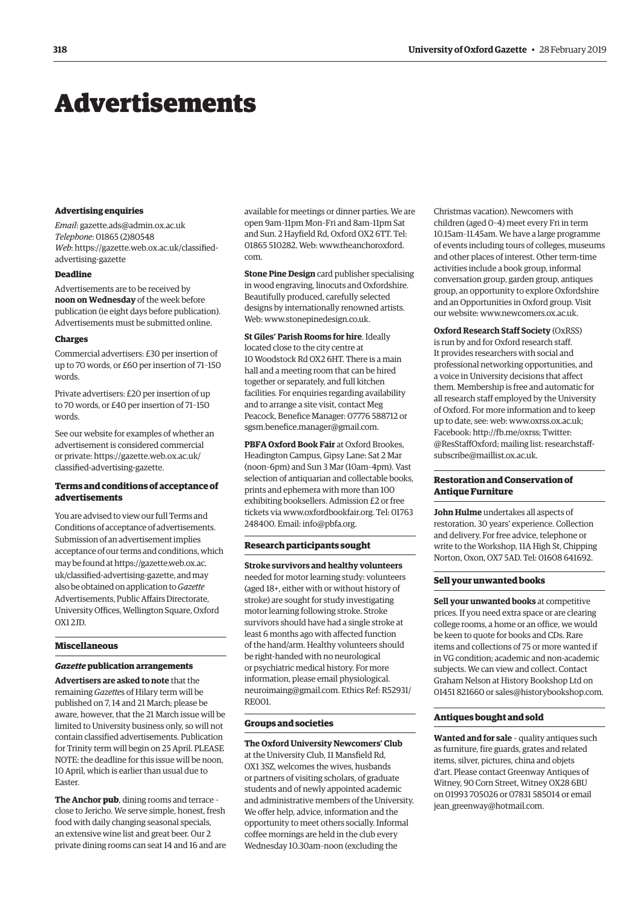# Advertisements

### Advertising enquiries

*Email*: gazette.ads@admin.ox.ac.uk
*Telephone*: 01865 (2)80548
*Web*: https://gazette.web.ox.ac.uk/classified-advertising-gazette

### Deadline

Advertisements are to be received by **noon on Wednesday** of the week before publication (ie eight days before publication). Advertisements must be submitted online.

### Charges

Commercial advertisers: £30 per insertion of up to 70 words, or £60 per insertion of 71–150 words.

Private advertisers: £20 per insertion of up to 70 words, or £40 per insertion of 71–150 words.

See our website for examples of whether an advertisement is considered commercial or private: https://gazette.web.ox.ac.uk/classified-advertising-gazette.

### Terms and conditions of acceptance of advertisements

You are advised to view our full Terms and Conditions of acceptance of advertisements. Submission of an advertisement implies acceptance of our terms and conditions, which may be found at https://gazette.web.ox.ac.uk/classified-advertising-gazette, and may also be obtained on application to *Gazette* Advertisements, Public Affairs Directorate, University Offices, Wellington Square, Oxford OX1 2JD.

### Miscellaneous

#### *Gazette* publication arrangements

**Advertisers are asked to note** that the remaining *Gazette*s of Hilary term will be published on 7, 14 and 21 March; please be aware, however, that the 21 March issue will be limited to University business only, so will not contain classified advertisements. Publication for Trinity term will begin on 25 April. PLEASE NOTE: the deadline for this issue will be noon, 10 April, which is earlier than usual due to Easter.

**The Anchor pub**, dining rooms and terrace – close to Jericho. We serve simple, honest, fresh food with daily changing seasonal specials, an extensive wine list and great beer. Our 2 private dining rooms can seat 14 and 16 and are available for meetings or dinner parties. We are open 9am–11pm Mon–Fri and 8am–11pm Sat and Sun. 2 Hayfield Rd, Oxford OX2 6TT. Tel: 01865 510282. Web: www.theanchoroxford.com.

**Stone Pine Design** card publisher specialising in wood engraving, linocuts and Oxfordshire. Beautifully produced, carefully selected designs by internationally renowned artists. Web: www.stonepinedesign.co.uk.

**St Giles' Parish Rooms for hire**. Ideally located close to the city centre at 10 Woodstock Rd OX2 6HT. There is a main hall and a meeting room that can be hired together or separately, and full kitchen facilities. For enquiries regarding availability and to arrange a site visit, contact Meg Peacock, Benefice Manager: 07776 588712 or sgsm.benefice.manager@gmail.com.

**PBFA Oxford Book Fair** at Oxford Brookes, Headington Campus, Gipsy Lane: Sat 2 Mar (noon–6pm) and Sun 3 Mar (10am–4pm). Vast selection of antiquarian and collectable books, prints and ephemera with more than 100 exhibiting booksellers. Admission £2 or free tickets via www.oxfordbookfair.org. Tel: 01763 248400. Email: info@pbfa.org.

### Research participants sought

**Stroke survivors and healthy volunteers** needed for motor learning study: volunteers (aged 18+, either with or without history of stroke) are sought for study investigating motor learning following stroke. Stroke survivors should have had a single stroke at least 6 months ago with affected function of the hand/arm. Healthy volunteers should be right-handed with no neurological or psychiatric medical history. For more information, please email physiological.neuroimaing@gmail.com. Ethics Ref: R52931/RE001.

### Groups and societies

**The Oxford University Newcomers' Club** at the University Club, 11 Mansfield Rd, OX1 3SZ, welcomes the wives, husbands or partners of visiting scholars, of graduate students and of newly appointed academic and administrative members of the University. We offer help, advice, information and the opportunity to meet others socially. Informal coffee mornings are held in the club every Wednesday 10.30am–noon (excluding the Christmas vacation). Newcomers with children (aged 0–4) meet every Fri in term 10.15am–11.45am. We have a large programme of events including tours of colleges, museums and other places of interest. Other term-time activities include a book group, informal conversation group, garden group, antiques group, an opportunity to explore Oxfordshire and an Opportunities in Oxford group. Visit our website: www.newcomers.ox.ac.uk.

**Oxford Research Staff Society** (OxRSS) is run by and for Oxford research staff. It provides researchers with social and professional networking opportunities, and a voice in University decisions that affect them. Membership is free and automatic for all research staff employed by the University of Oxford. For more information and to keep up to date, see: web: www.oxrss.ox.ac.uk; Facebook: http://fb.me/oxrss; Twitter: @ResStaffOxford; mailing list: researchstaff-subscribe@maillist.ox.ac.uk.

### Restoration and Conservation of Antique Furniture

**John Hulme** undertakes all aspects of restoration. 30 years' experience. Collection and delivery. For free advice, telephone or write to the Workshop, 11A High St, Chipping Norton, Oxon, OX7 5AD. Tel: 01608 641692.

### Sell your unwanted books

**Sell your unwanted books** at competitive prices. If you need extra space or are clearing college rooms, a home or an office, we would be keen to quote for books and CDs. Rare items and collections of 75 or more wanted if in VG condition; academic and non-academic subjects. We can view and collect. Contact Graham Nelson at History Bookshop Ltd on 01451 821660 or sales@historybookshop.com.

### Antiques bought and sold

**Wanted and for sale** – quality antiques such as furniture, fire guards, grates and related items, silver, pictures, china and objets d'art. Please contact Greenway Antiques of Witney, 90 Corn Street, Witney OX28 6BU on 01993 705026 or 07831 585014 or email jean_greenway@hotmail.com.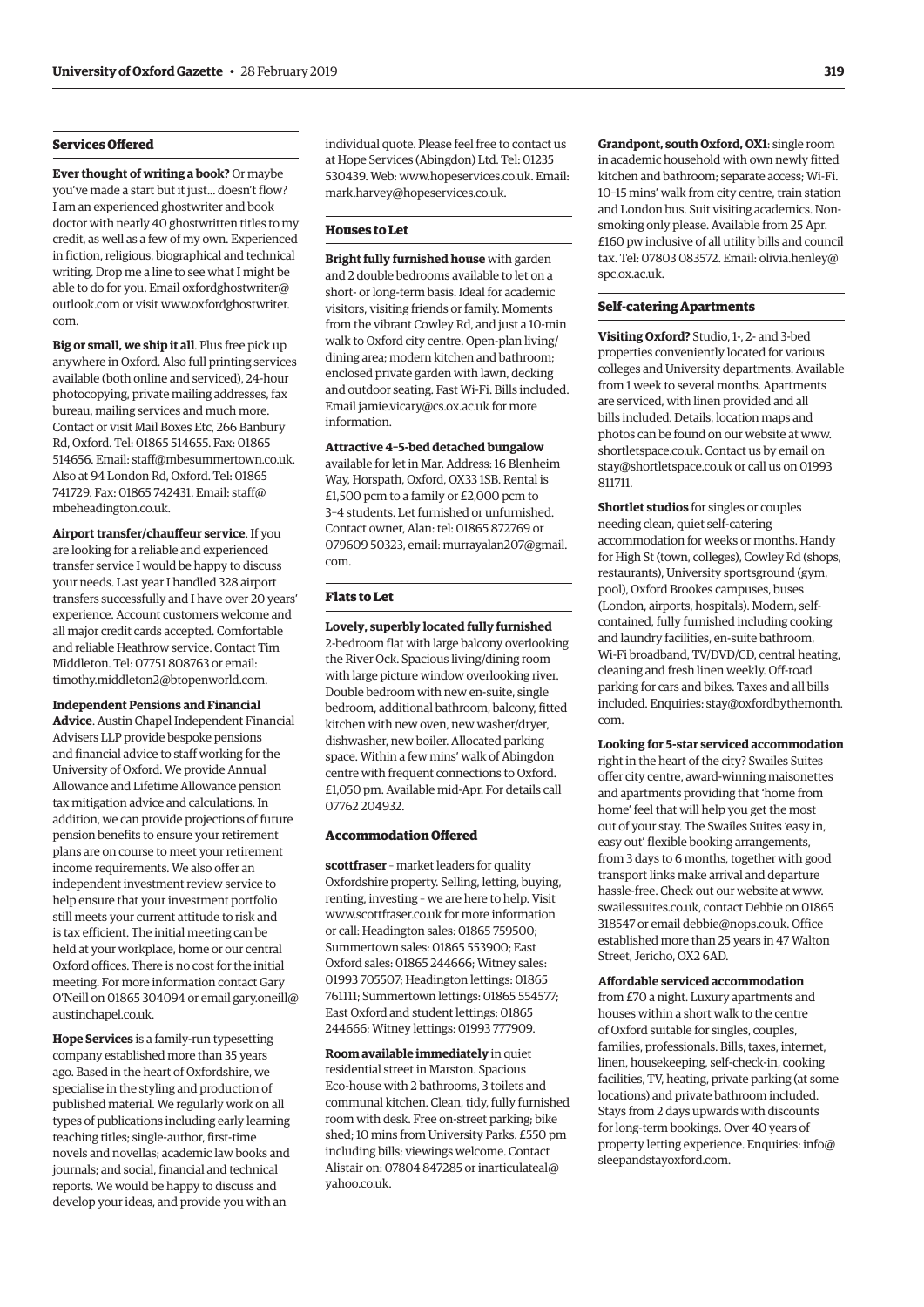### Services Offered

**Ever thought of writing a book?** Or maybe you've made a start but it just... doesn't flow? I am an experienced ghostwriter and book doctor with nearly 40 ghostwritten titles to my credit, as well as a few of my own. Experienced in fiction, religious, biographical and technical writing. Drop me a line to see what I might be able to do for you. Email oxfordghostwriter@outlook.com or visit www.oxfordghostwriter.com.

**Big or small, we ship it all**. Plus free pick up anywhere in Oxford. Also full printing services available (both online and serviced), 24-hour photocopying, private mailing addresses, fax bureau, mailing services and much more. Contact or visit Mail Boxes Etc, 266 Banbury Rd, Oxford. Tel: 01865 514655. Fax: 01865 514656. Email: staff@mbesummertown.co.uk. Also at 94 London Rd, Oxford. Tel: 01865 741729. Fax: 01865 742431. Email: staff@mbeheadington.co.uk.

**Airport transfer/chauffeur service**. If you are looking for a reliable and experienced transfer service I would be happy to discuss your needs. Last year I handled 328 airport transfers successfully and I have over 20 years' experience. Account customers welcome and all major credit cards accepted. Comfortable and reliable Heathrow service. Contact Tim Middleton. Tel: 07751 808763 or email: timothy.middleton2@btopenworld.com.

**Independent Pensions and Financial Advice**. Austin Chapel Independent Financial Advisers LLP provide bespoke pensions and financial advice to staff working for the University of Oxford. We provide Annual Allowance and Lifetime Allowance pension tax mitigation advice and calculations. In addition, we can provide projections of future pension benefits to ensure your retirement plans are on course to meet your retirement income requirements. We also offer an independent investment review service to help ensure that your investment portfolio still meets your current attitude to risk and is tax efficient. The initial meeting can be held at your workplace, home or our central Oxford offices. There is no cost for the initial meeting. For more information contact Gary O'Neill on 01865 304094 or email gary.oneill@austinchapel.co.uk.

**Hope Services** is a family-run typesetting company established more than 35 years ago. Based in the heart of Oxfordshire, we specialise in the styling and production of published material. We regularly work on all types of publications including early learning teaching titles; single-author, first-time novels and novellas; academic law books and journals; and social, financial and technical reports. We would be happy to discuss and develop your ideas, and provide you with an individual quote. Please feel free to contact us at Hope Services (Abingdon) Ltd. Tel: 01235 530439. Web: www.hopeservices.co.uk. Email: mark.harvey@hopeservices.co.uk.

### Houses to Let

**Bright fully furnished house** with garden and 2 double bedrooms available to let on a short- or long-term basis. Ideal for academic visitors, visiting friends or family. Moments from the vibrant Cowley Rd, and just a 10-min walk to Oxford city centre. Open-plan living/dining area; modern kitchen and bathroom; enclosed private garden with lawn, decking and outdoor seating. Fast Wi-Fi. Bills included. Email jamie.vicary@cs.ox.ac.uk for more information.

**Attractive 4–5-bed detached bungalow** available for let in Mar. Address: 16 Blenheim Way, Horspath, Oxford, OX33 1SB. Rental is £1,500 pcm to a family or £2,000 pcm to 3–4 students. Let furnished or unfurnished. Contact owner, Alan: tel: 01865 872769 or 079609 50323, email: murrayalan207@gmail.com.

### Flats to Let

**Lovely, superbly located fully furnished** 2-bedroom flat with large balcony overlooking the River Ock. Spacious living/dining room with large picture window overlooking river. Double bedroom with new en-suite, single bedroom, additional bathroom, balcony, fitted kitchen with new oven, new washer/dryer, dishwasher, new boiler. Allocated parking space. Within a few mins' walk of Abingdon centre with frequent connections to Oxford. £1,050 pm. Available mid-Apr. For details call 07762 204932.

### Accommodation Offered

**scottfraser** – market leaders for quality Oxfordshire property. Selling, letting, buying, renting, investing – we are here to help. Visit www.scottfraser.co.uk for more information or call: Headington sales: 01865 759500; Summertown sales: 01865 553900; East Oxford sales: 01865 244666; Witney sales: 01993 705507; Headington lettings: 01865 761111; Summertown lettings: 01865 554577; East Oxford and student lettings: 01865 244666; Witney lettings: 01993 777909.

**Room available immediately** in quiet residential street in Marston. Spacious Eco-house with 2 bathrooms, 3 toilets and communal kitchen. Clean, tidy, fully furnished room with desk. Free on-street parking; bike shed; 10 mins from University Parks. £550 pm including bills; viewings welcome. Contact Alistair on: 07804 847285 or inarticulateal@yahoo.co.uk.

**Grandpont, south Oxford, OX1**: single room in academic household with own newly fitted kitchen and bathroom; separate access; Wi-Fi. 10–15 mins' walk from city centre, train station and London bus. Suit visiting academics. Non-smoking only please. Available from 25 Apr. £160 pw inclusive of all utility bills and council tax. Tel: 07803 083572. Email: olivia.henley@spc.ox.ac.uk.

### Self-catering Apartments

**Visiting Oxford?** Studio, 1-, 2- and 3-bed properties conveniently located for various colleges and University departments. Available from 1 week to several months. Apartments are serviced, with linen provided and all bills included. Details, location maps and photos can be found on our website at www.shortletspace.co.uk. Contact us by email on stay@shortletspace.co.uk or call us on 01993 811711.

**Shortlet studios** for singles or couples needing clean, quiet self-catering accommodation for weeks or months. Handy for High St (town, colleges), Cowley Rd (shops, restaurants), University sportsground (gym, pool), Oxford Brookes campuses, buses (London, airports, hospitals). Modern, self-contained, fully furnished including cooking and laundry facilities, en-suite bathroom, Wi-Fi broadband, TV/DVD/CD, central heating, cleaning and fresh linen weekly. Off-road parking for cars and bikes. Taxes and all bills included. Enquiries: stay@oxfordbythemonth.com.

**Looking for 5-star serviced accommodation** right in the heart of the city? Swailes Suites offer city centre, award-winning maisonettes and apartments providing that 'home from home' feel that will help you get the most out of your stay. The Swailes Suites 'easy in, easy out' flexible booking arrangements, from 3 days to 6 months, together with good transport links make arrival and departure hassle-free. Check out our website at www.swailessuites.co.uk, contact Debbie on 01865 318547 or email debbie@nops.co.uk. Office established more than 25 years in 47 Walton Street, Jericho, OX2 6AD.

**Affordable serviced accommodation** from £70 a night. Luxury apartments and houses within a short walk to the centre of Oxford suitable for singles, couples, families, professionals. Bills, taxes, internet, linen, housekeeping, self-check-in, cooking facilities, TV, heating, private parking (at some locations) and private bathroom included. Stays from 2 days upwards with discounts for long-term bookings. Over 40 years of property letting experience. Enquiries: info@sleepandstayoxford.com.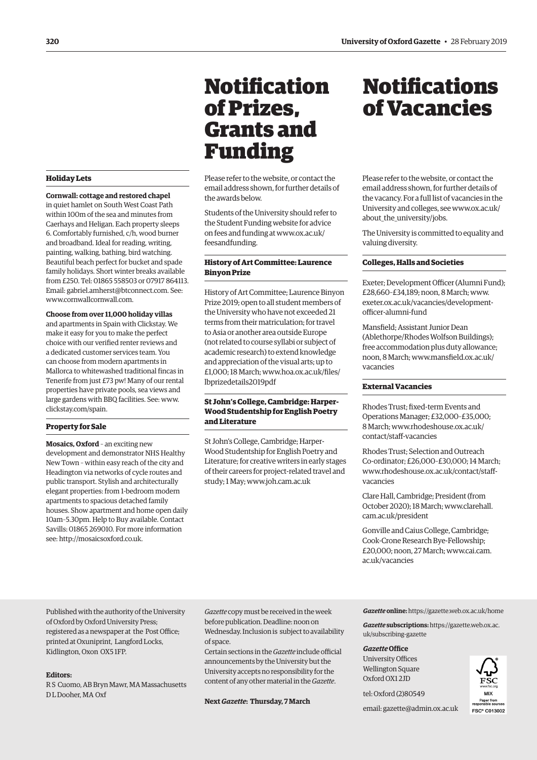### Holiday Lets

**Cornwall: cottage and restored chapel** in quiet hamlet on South West Coast Path within 100m of the sea and minutes from Caerhays and Heligan. Each property sleeps 6. Comfortably furnished, c/h, wood burner and broadband. Ideal for reading, writing, painting, walking, bathing, bird watching. Beautiful beach perfect for bucket and spade family holidays. Short winter breaks available from £250. Tel: 01865 558503 or 07917 864113. Email: gabriel.amherst@btconnect.com. See: www.cornwallcornwall.com.

**Choose from over 11,000 holiday villas** and apartments in Spain with Clickstay. We make it easy for you to make the perfect choice with our verified renter reviews and a dedicated customer services team. You can choose from modern apartments in Mallorca to whitewashed traditional fincas in Tenerife from just £73 pw! Many of our rental properties have private pools, sea views and large gardens with BBQ facilities. See: www.clickstay.com/spain.

### Property for Sale

**Mosaics, Oxford** – an exciting new development and demonstrator NHS Healthy New Town – within easy reach of the city and Headington via networks of cycle routes and public transport. Stylish and architecturally elegant properties: from 1-bedroom modern apartments to spacious detached family houses. Show apartment and home open daily 10am–5.30pm. Help to Buy available. Contact Savills: 01865 269010. For more information see: http://mosaicsoxford.co.uk.

# Notification of Prizes, Grants and Funding

Please refer to the website, or contact the email address shown, for further details of the awards below.

Students of the University should refer to the Student Funding website for advice on fees and funding at www.ox.ac.uk/feesandfunding.

### History of Art Committee: Laurence Binyon Prize

History of Art Committee; Laurence Binyon Prize 2019; open to all student members of the University who have not exceeded 21 terms from their matriculation; for travel to Asia or another area outside Europe (not related to course syllabi or subject of academic research) to extend knowledge and appreciation of the visual arts; up to £1,000; 18 March; www.hoa.ox.ac.uk/files/lbprizedetails2019pdf

### St John's College, Cambridge: Harper-Wood Studentship for English Poetry and Literature

St John's College, Cambridge; Harper-Wood Studentship for English Poetry and Literature; for creative writers in early stages of their careers for project-related travel and study; 1 May; www.joh.cam.ac.uk

# Notifications of Vacancies

Please refer to the website, or contact the email address shown, for further details of the vacancy. For a full list of vacancies in the University and colleges, see www.ox.ac.uk/about_the_university/jobs.

The University is committed to equality and valuing diversity.

### Colleges, Halls and Societies

Exeter; Development Officer (Alumni Fund); £28,660–£34,189; noon, 8 March; www.exeter.ox.ac.uk/vacancies/development-officer-alumni-fund

Mansfield; Assistant Junior Dean (Ablethorpe/Rhodes Wolfson Buildings); free accommodation plus duty allowance; noon, 8 March; www.mansfield.ox.ac.uk/vacancies

### External Vacancies

Rhodes Trust; fixed-term Events and Operations Manager; £32,000–£35,000; 8 March; www.rhodeshouse.ox.ac.uk/contact/staff-vacancies

Rhodes Trust; Selection and Outreach Co-ordinator; £26,000–£30,000; 14 March; www.rhodeshouse.ox.ac.uk/contact/staff-vacancies

Clare Hall, Cambridge; President (from October 2020); 18 March; www.clarehall.cam.ac.uk/president

Gonville and Caius College, Cambridge; Cook-Crone Research Bye-Fellowship; £20,000; noon, 27 March; www.cai.cam.ac.uk/vacancies

---

Published with the authority of the University of Oxford by Oxford University Press; registered as a newspaper at the Post Office; printed at Oxuniprint, Langford Locks, Kidlington, Oxon OX5 1FP.

**Editors:**
R S Cuomo, AB Bryn Mawr, MA Massachusetts
D L Dooher, MA Oxf

*Gazette* copy must be received in the week before publication. Deadline: noon on Wednesday. Inclusion is subject to availability of space.
Certain sections in the *Gazette* include official announcements by the University but the University accepts no responsibility for the content of any other material in the *Gazette*.

**Next *Gazette*: Thursday, 7 March**

***Gazette* online:** https://gazette.web.ox.ac.uk/home

***Gazette* subscriptions:** https://gazette.web.ox.ac.uk/subscribing-gazette

***Gazette* Office**
University Offices
Wellington Square
Oxford OX1 2JD

tel: Oxford (2)80549

email: gazette@admin.ox.ac.uk

FSC www.fsc.org MIX Paper from responsible sources FSC® C013002